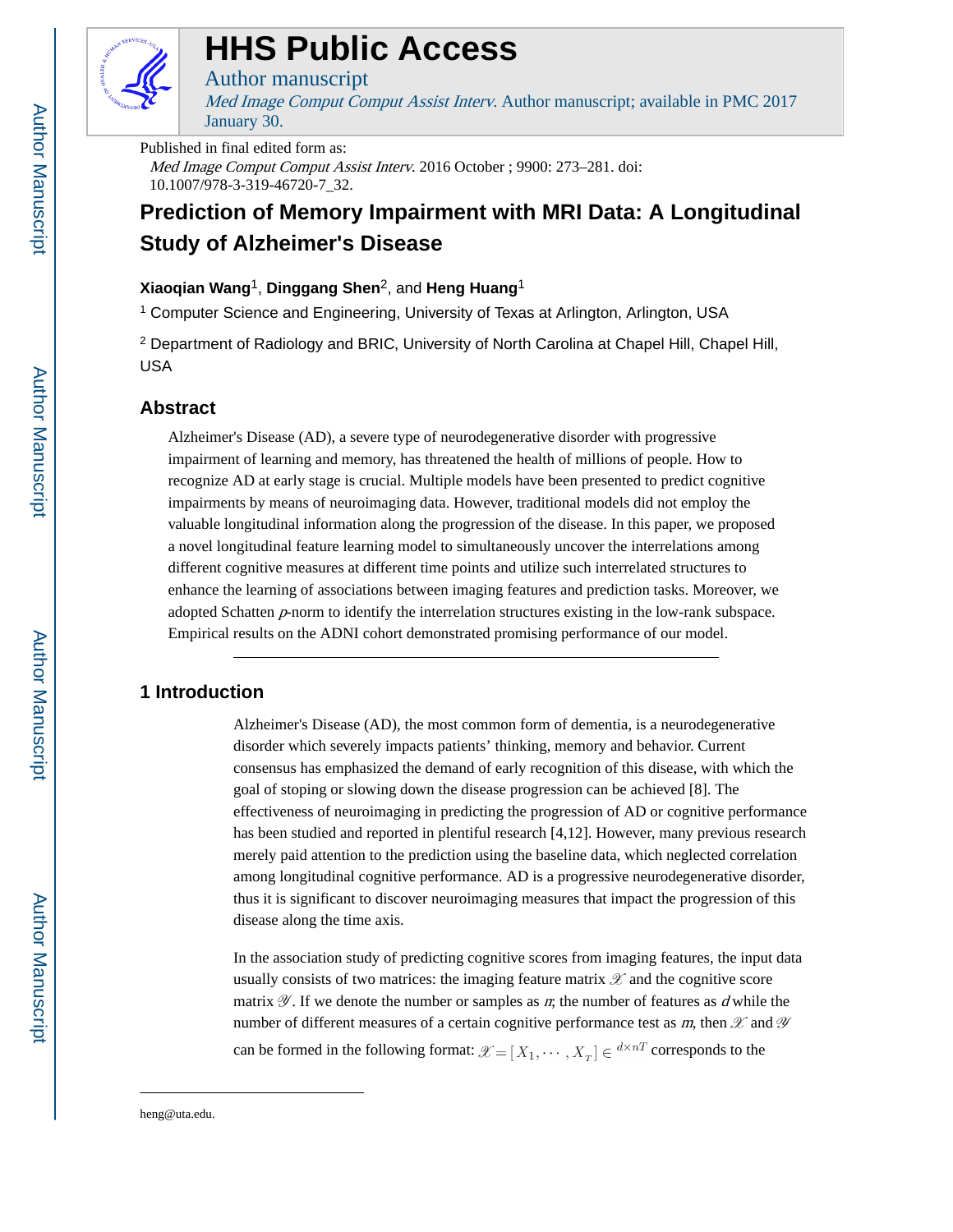# HHS Public Access

Author manuscript

*Med Image Comput Comput Assist Interv.* Author manuscript; available in PMC 2017 January 30.

Published in final edited form as:

*Med Image Comput Comput Assist Interv.* 2016 October ; 9900: 273–281. doi: 10.1007/978-3-319-46720-7_32.

# Prediction of Memory Impairment with MRI Data: A Longitudinal Study of Alzheimer's Disease

**Xiaoqian Wang**[1], **Dinggang Shen**[2], and **Heng Huang**[1]

[1] Computer Science and Engineering, University of Texas at Arlington, Arlington, USA

[2] Department of Radiology and BRIC, University of North Carolina at Chapel Hill, Chapel Hill, USA

## Abstract

Alzheimer's Disease (AD), a severe type of neurodegenerative disorder with progressive impairment of learning and memory, has threatened the health of millions of people. How to recognize AD at early stage is crucial. Multiple models have been presented to predict cognitive impairments by means of neuroimaging data. However, traditional models did not employ the valuable longitudinal information along the progression of the disease. In this paper, we proposed a novel longitudinal feature learning model to simultaneously uncover the interrelations among different cognitive measures at different time points and utilize such interrelated structures to enhance the learning of associations between imaging features and prediction tasks. Moreover, we adopted Schatten *p*-norm to identify the interrelation structures existing in the low-rank subspace. Empirical results on the ADNI cohort demonstrated promising performance of our model.

## 1 Introduction

Alzheimer's Disease (AD), the most common form of dementia, is a neurodegenerative disorder which severely impacts patients' thinking, memory and behavior. Current consensus has emphasized the demand of early recognition of this disease, with which the goal of stoping or slowing down the disease progression can be achieved [8]. The effectiveness of neuroimaging in predicting the progression of AD or cognitive performance has been studied and reported in plentiful research [4,12]. However, many previous research merely paid attention to the prediction using the baseline data, which neglected correlation among longitudinal cognitive performance. AD is a progressive neurodegenerative disorder, thus it is significant to discover neuroimaging measures that impact the progression of this disease along the time axis.

In the association study of predicting cognitive scores from imaging features, the input data usually consists of two matrices: the imaging feature matrix $\mathscr{X}$ and the cognitive score matrix $\mathscr{Y}$. If we denote the number or samples as $n$, the number of features as $d$ while the number of different measures of a certain cognitive performance test as $m$, then $\mathscr{X}$ and $\mathscr{Y}$ can be formed in the following format: $\mathscr{X} = [X_1, \cdots, X_T] \in {}^{d \times nT}$ corresponds to the

heng@uta.edu.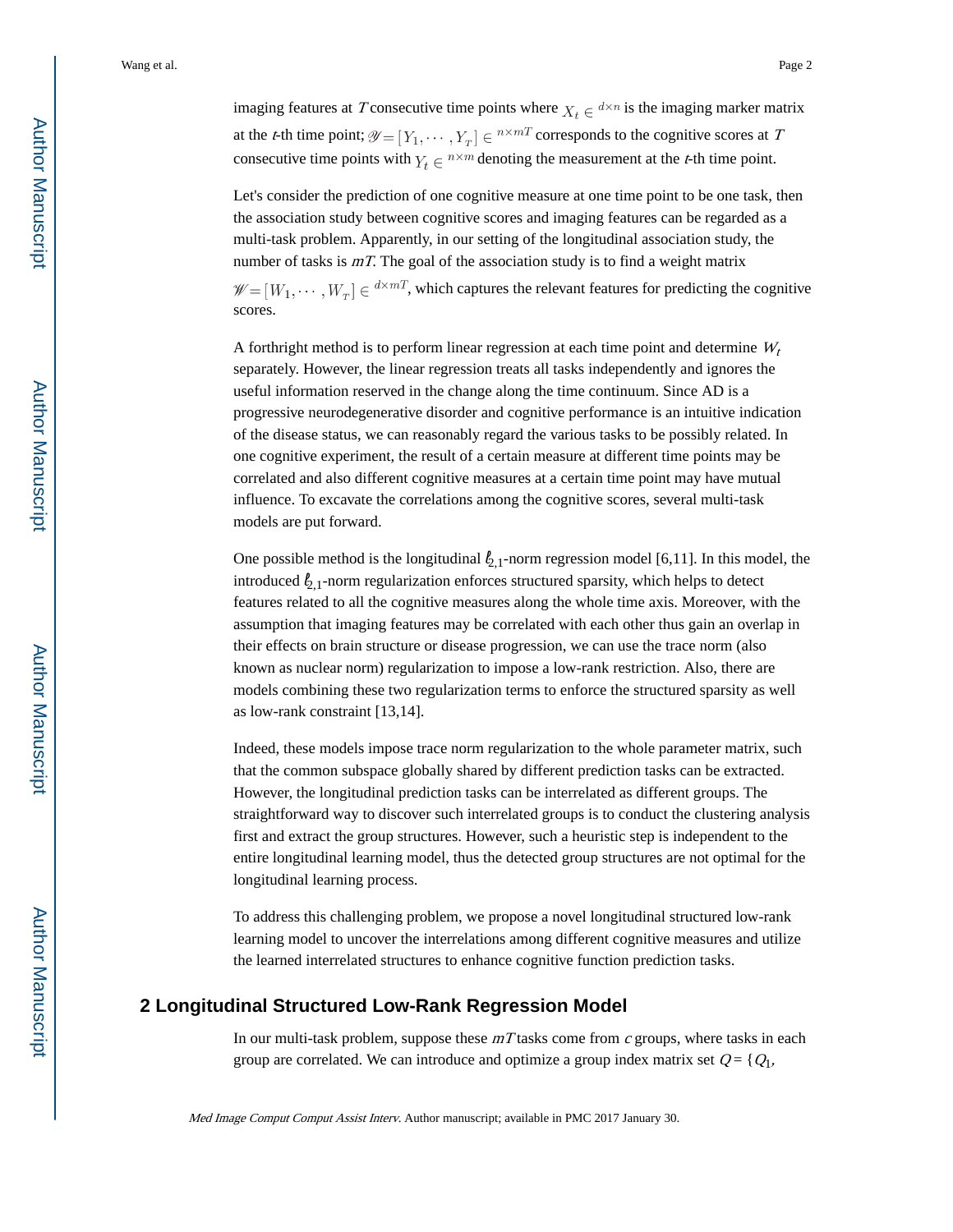imaging features at $T$ consecutive time points where $X_t \in {}^{d \times n}$ is the imaging marker matrix at the $t$-th time point; $\mathscr{Y} = [Y_1, \cdots, Y_T] \in {}^{n \times mT}$ corresponds to the cognitive scores at $T$ consecutive time points with $Y_t \in {}^{n \times m}$ denoting the measurement at the $t$-th time point.

Let's consider the prediction of one cognitive measure at one time point to be one task, then the association study between cognitive scores and imaging features can be regarded as a multi-task problem. Apparently, in our setting of the longitudinal association study, the number of tasks is $mT$. The goal of the association study is to find a weight matrix $\mathscr{W} = [W_1, \cdots, W_T] \in {}^{d \times mT}$, which captures the relevant features for predicting the cognitive scores.

A forthright method is to perform linear regression at each time point and determine $W_t$ separately. However, the linear regression treats all tasks independently and ignores the useful information reserved in the change along the time continuum. Since AD is a progressive neurodegenerative disorder and cognitive performance is an intuitive indication of the disease status, we can reasonably regard the various tasks to be possibly related. In one cognitive experiment, the result of a certain measure at different time points may be correlated and also different cognitive measures at a certain time point may have mutual influence. To excavate the correlations among the cognitive scores, several multi-task models are put forward.

One possible method is the longitudinal $\ell_{2,1}$-norm regression model [6,11]. In this model, the introduced $\ell_{2,1}$-norm regularization enforces structured sparsity, which helps to detect features related to all the cognitive measures along the whole time axis. Moreover, with the assumption that imaging features may be correlated with each other thus gain an overlap in their effects on brain structure or disease progression, we can use the trace norm (also known as nuclear norm) regularization to impose a low-rank restriction. Also, there are models combining these two regularization terms to enforce the structured sparsity as well as low-rank constraint [13,14].

Indeed, these models impose trace norm regularization to the whole parameter matrix, such that the common subspace globally shared by different prediction tasks can be extracted. However, the longitudinal prediction tasks can be interrelated as different groups. The straightforward way to discover such interrelated groups is to conduct the clustering analysis first and extract the group structures. However, such a heuristic step is independent to the entire longitudinal learning model, thus the detected group structures are not optimal for the longitudinal learning process.

To address this challenging problem, we propose a novel longitudinal structured low-rank learning model to uncover the interrelations among different cognitive measures and utilize the learned interrelated structures to enhance cognitive function prediction tasks.

## 2 Longitudinal Structured Low-Rank Regression Model

In our multi-task problem, suppose these $mT$ tasks come from $c$ groups, where tasks in each group are correlated. We can introduce and optimize a group index matrix set $Q = \{Q_1,$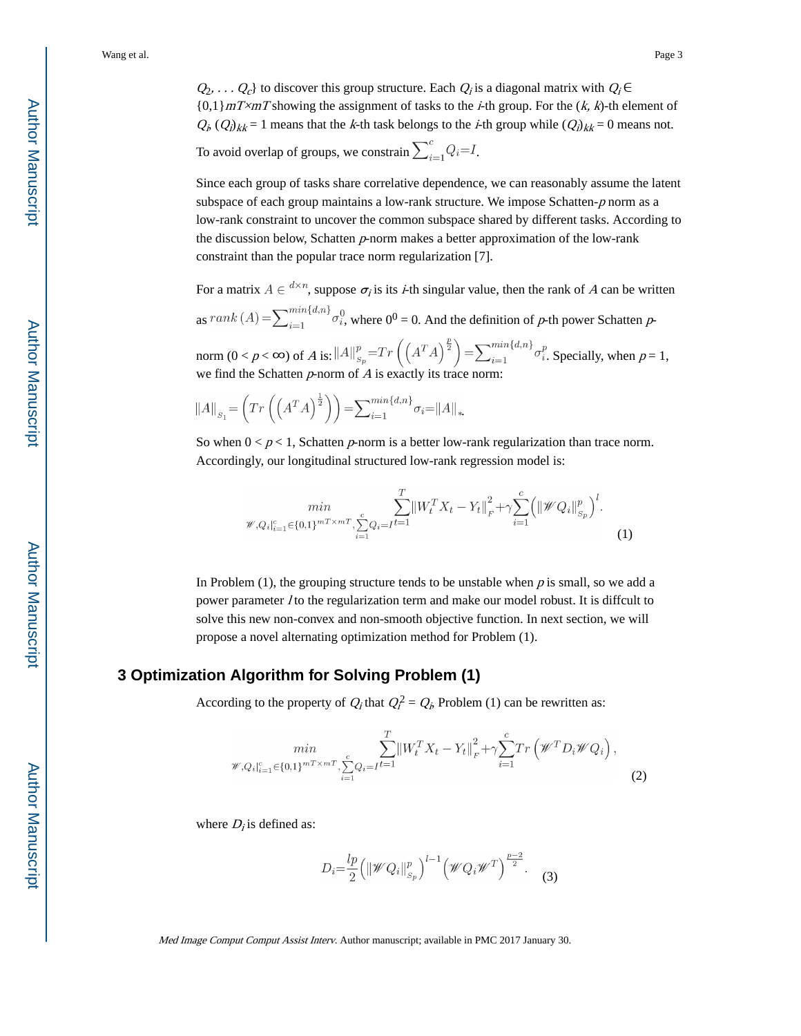$Q_2, \ldots Q_c\}$ to discover this group structure. Each $Q_i$ is a diagonal matrix with $Q_i \in \{0,1\}^{mT \times mT}$ showing the assignment of tasks to the $i$-th group. For the $(k, k)$-th element of $Q_i$, $(Q_i)_{kk} = 1$ means that the $k$-th task belongs to the $i$-th group while $(Q_i)_{kk} = 0$ means not. To avoid overlap of groups, we constrain $\sum_{i=1}^{c} Q_i = I$.

Since each group of tasks share correlative dependence, we can reasonably assume the latent subspace of each group maintains a low-rank structure. We impose Schatten-$p$ norm as a low-rank constraint to uncover the common subspace shared by different tasks. According to the discussion below, Schatten $p$-norm makes a better approximation of the low-rank constraint than the popular trace norm regularization [7].

For a matrix $A \in {}^{d \times n}$, suppose $\sigma_i$ is its $i$-th singular value, then the rank of $A$ can be written as $rank(A) = \sum_{i=1}^{min\{d,n\}} \sigma_i^0$, where $0^0 = 0$. And the definition of $p$-th power Schatten $p$-norm ($0 < p < \infty$) of $A$ is: $\|A\|_{S_p}^p = Tr\left(\left(A^T A\right)^{\frac{p}{2}}\right) = \sum_{i=1}^{min\{d,n\}} \sigma_i^p$. Specially, when $p = 1$, we find the Schatten $p$-norm of $A$ is exactly its trace norm:

$$\|A\|_{S_1} = \left(Tr\left(\left(A^T A\right)^{\frac{1}{2}}\right)\right) = \sum_{i=1}^{min\{d,n\}} \sigma_i = \|A\|_*.$$

So when $0 < p < 1$, Schatten $p$-norm is a better low-rank regularization than trace norm. Accordingly, our longitudinal structured low-rank regression model is:

$$\min_{\mathscr{W}, Q_i|_{i=1}^{c} \in \{0,1\}^{mT \times mT}, \sum_{i=1}^{c} Q_i = I} \sum_{t=1}^{T} \|W_t^T X_t - Y_t\|_F^2 + \gamma \sum_{i=1}^{c} \left(\|\mathscr{W} Q_i\|_{S_p}^p\right)^l. \tag{1}$$

In Problem (1), the grouping structure tends to be unstable when $p$ is small, so we add a power parameter $l$ to the regularization term and make our model robust. It is diffcult to solve this new non-convex and non-smooth objective function. In next section, we will propose a novel alternating optimization method for Problem (1).

## 3 Optimization Algorithm for Solving Problem (1)

According to the property of $Q_i$ that $Q_i^2 = Q_i$, Problem (1) can be rewritten as:

$$\min_{\mathscr{W}, Q_i|_{i=1}^{c} \in \{0,1\}^{mT \times mT}, \sum_{i=1}^{c} Q_i = I} \sum_{t=1}^{T} \|W_t^T X_t - Y_t\|_F^2 + \gamma \sum_{i=1}^{c} Tr\left(\mathscr{W}^T D_i \mathscr{W} Q_i\right), \tag{2}$$

where $D_i$ is defined as:

$$D_i = \frac{lp}{2}\left(\|\mathscr{W} Q_i\|_{S_p}^p\right)^{l-1}\left(\mathscr{W} Q_i \mathscr{W}^T\right)^{\frac{p-2}{2}}. \tag{3}$$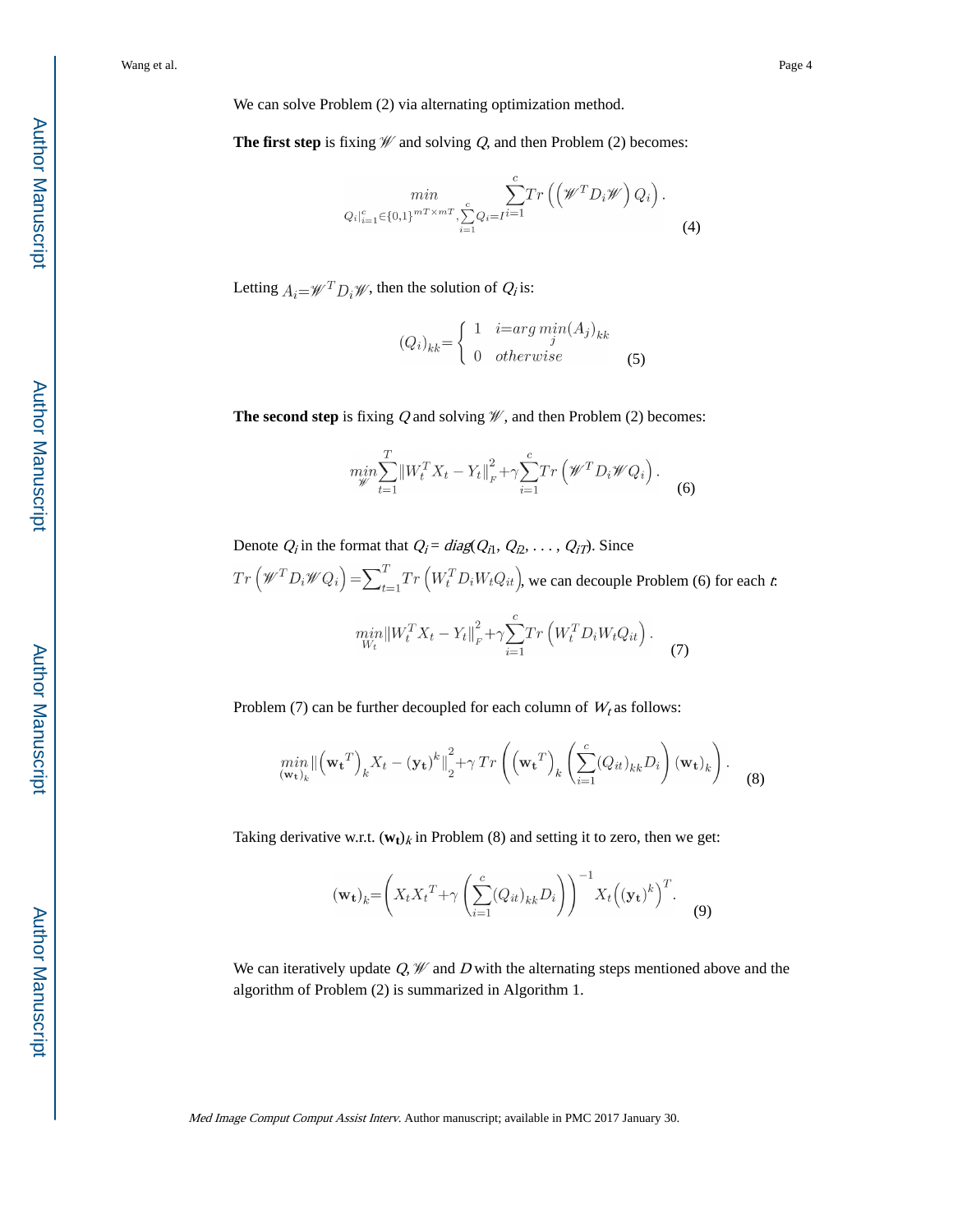We can solve Problem (2) via alternating optimization method.

**The first step** is fixing $\mathscr{W}$ and solving $Q$, and then Problem (2) becomes:

$$\min_{Q_i|_{i=1}^{c}\in\{0,1\}^{mT\times mT},\sum_{i=1}^{c}Q_i=I}\sum_{i=1}^{c}Tr\left(\left(\mathscr{W}^T D_i \mathscr{W}\right)Q_i\right). \tag{4}$$

Letting $A_i = \mathscr{W}^T D_i \mathscr{W}$, then the solution of $Q_i$ is:

$$(Q_i)_{kk} = \begin{cases} 1 & i = arg\min_j (A_j)_{kk} \\ 0 & otherwise \end{cases} \tag{5}$$

**The second step** is fixing $Q$ and solving $\mathscr{W}$, and then Problem (2) becomes:

$$\min_{\mathscr{W}}\sum_{t=1}^{T}\|W_t^T X_t - Y_t\|_F^2 + \gamma\sum_{i=1}^{c}Tr\left(\mathscr{W}^T D_i \mathscr{W} Q_i\right). \tag{6}$$

Denote $Q_i$ in the format that $Q_i = diag(Q_{i1}, Q_{i2}, \ldots, Q_{iT})$. Since $Tr\left(\mathscr{W}^T D_i \mathscr{W} Q_i\right) = \sum_{t=1}^{T} Tr\left(W_t^T D_i W_t Q_{it}\right)$, we can decouple Problem (6) for each $t$:

$$\min_{W_t}\|W_t^T X_t - Y_t\|_F^2 + \gamma\sum_{i=1}^{c}Tr\left(W_t^T D_i W_t Q_{it}\right). \tag{7}$$

Problem (7) can be further decoupled for each column of $W_t$ as follows:

$$\min_{(\mathbf{w_t})_k}\|\left(\mathbf{w_t}^T\right)_k X_t - \left(\mathbf{y_t}\right)^k\|_2^2 + \gamma\, Tr\left(\left(\mathbf{w_t}^T\right)_k\left(\sum_{i=1}^{c}(Q_{it})_{kk}D_i\right)(\mathbf{w_t})_k\right). \tag{8}$$

Taking derivative w.r.t. $(\mathbf{w_t})_k$ in Problem (8) and setting it to zero, then we get:

$$(\mathbf{w_t})_k = \left(X_t X_t^T + \gamma\left(\sum_{i=1}^{c}(Q_{it})_{kk}D_i\right)\right)^{-1} X_t\left(\left(\mathbf{y_t}\right)^k\right)^T. \tag{9}$$

We can iteratively update $Q$, $\mathscr{W}$ and $D$ with the alternating steps mentioned above and the algorithm of Problem (2) is summarized in Algorithm 1.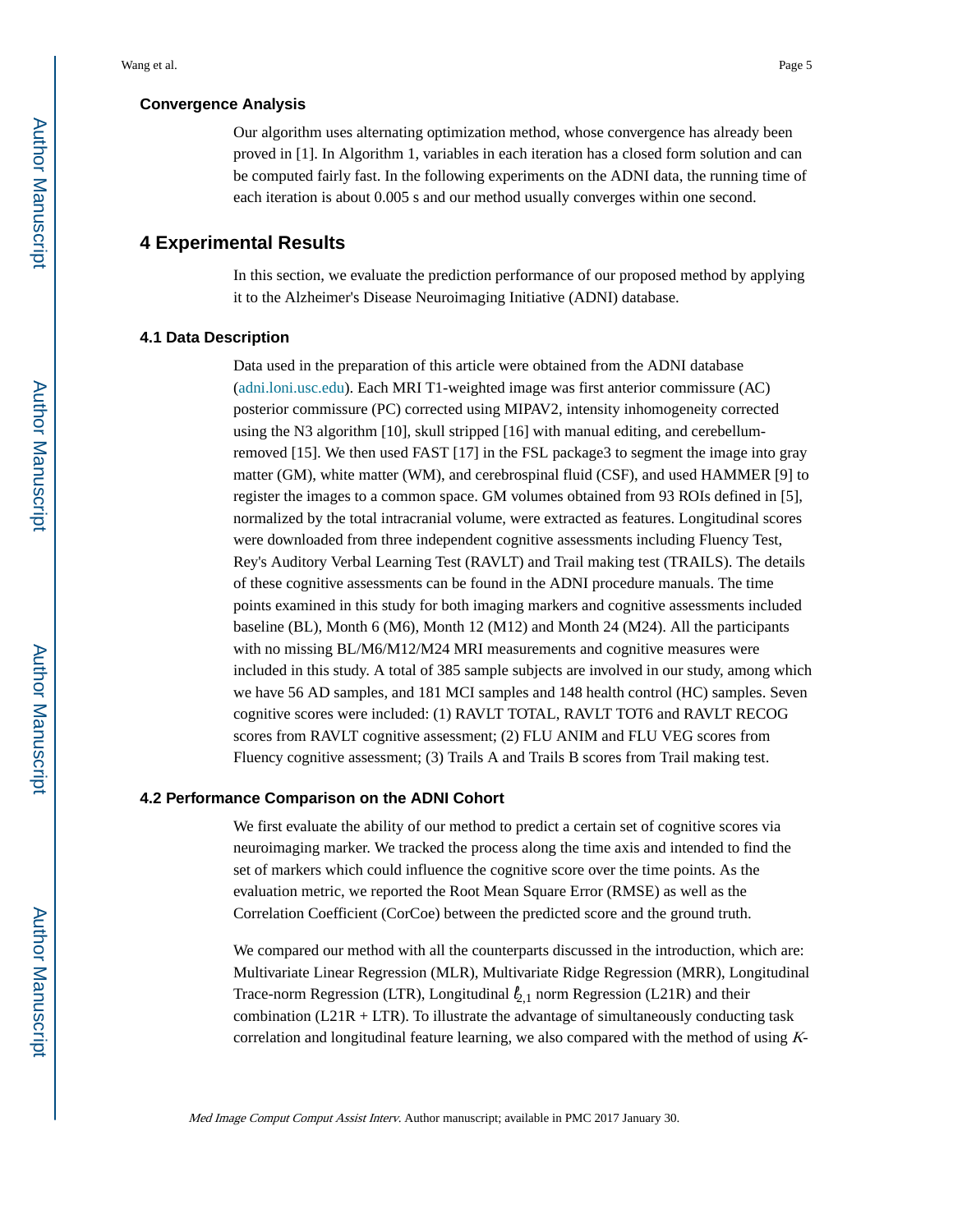### Convergence Analysis

Our algorithm uses alternating optimization method, whose convergence has already been proved in [1]. In Algorithm 1, variables in each iteration has a closed form solution and can be computed fairly fast. In the following experiments on the ADNI data, the running time of each iteration is about 0.005 s and our method usually converges within one second.

## 4 Experimental Results

In this section, we evaluate the prediction performance of our proposed method by applying it to the Alzheimer's Disease Neuroimaging Initiative (ADNI) database.

### 4.1 Data Description

Data used in the preparation of this article were obtained from the ADNI database (adni.loni.usc.edu). Each MRI T1-weighted image was first anterior commissure (AC) posterior commissure (PC) corrected using MIPAV2, intensity inhomogeneity corrected using the N3 algorithm [10], skull stripped [16] with manual editing, and cerebellum-removed [15]. We then used FAST [17] in the FSL package3 to segment the image into gray matter (GM), white matter (WM), and cerebrospinal fluid (CSF), and used HAMMER [9] to register the images to a common space. GM volumes obtained from 93 ROIs defined in [5], normalized by the total intracranial volume, were extracted as features. Longitudinal scores were downloaded from three independent cognitive assessments including Fluency Test, Rey's Auditory Verbal Learning Test (RAVLT) and Trail making test (TRAILS). The details of these cognitive assessments can be found in the ADNI procedure manuals. The time points examined in this study for both imaging markers and cognitive assessments included baseline (BL), Month 6 (M6), Month 12 (M12) and Month 24 (M24). All the participants with no missing BL/M6/M12/M24 MRI measurements and cognitive measures were included in this study. A total of 385 sample subjects are involved in our study, among which we have 56 AD samples, and 181 MCI samples and 148 health control (HC) samples. Seven cognitive scores were included: (1) RAVLT TOTAL, RAVLT TOT6 and RAVLT RECOG scores from RAVLT cognitive assessment; (2) FLU ANIM and FLU VEG scores from Fluency cognitive assessment; (3) Trails A and Trails B scores from Trail making test.

### 4.2 Performance Comparison on the ADNI Cohort

We first evaluate the ability of our method to predict a certain set of cognitive scores via neuroimaging marker. We tracked the process along the time axis and intended to find the set of markers which could influence the cognitive score over the time points. As the evaluation metric, we reported the Root Mean Square Error (RMSE) as well as the Correlation Coefficient (CorCoe) between the predicted score and the ground truth.

We compared our method with all the counterparts discussed in the introduction, which are: Multivariate Linear Regression (MLR), Multivariate Ridge Regression (MRR), Longitudinal Trace-norm Regression (LTR), Longitudinal $\ell_{2,1}$ norm Regression (L21R) and their combination (L21R + LTR). To illustrate the advantage of simultaneously conducting task correlation and longitudinal feature learning, we also compared with the method of using $K$-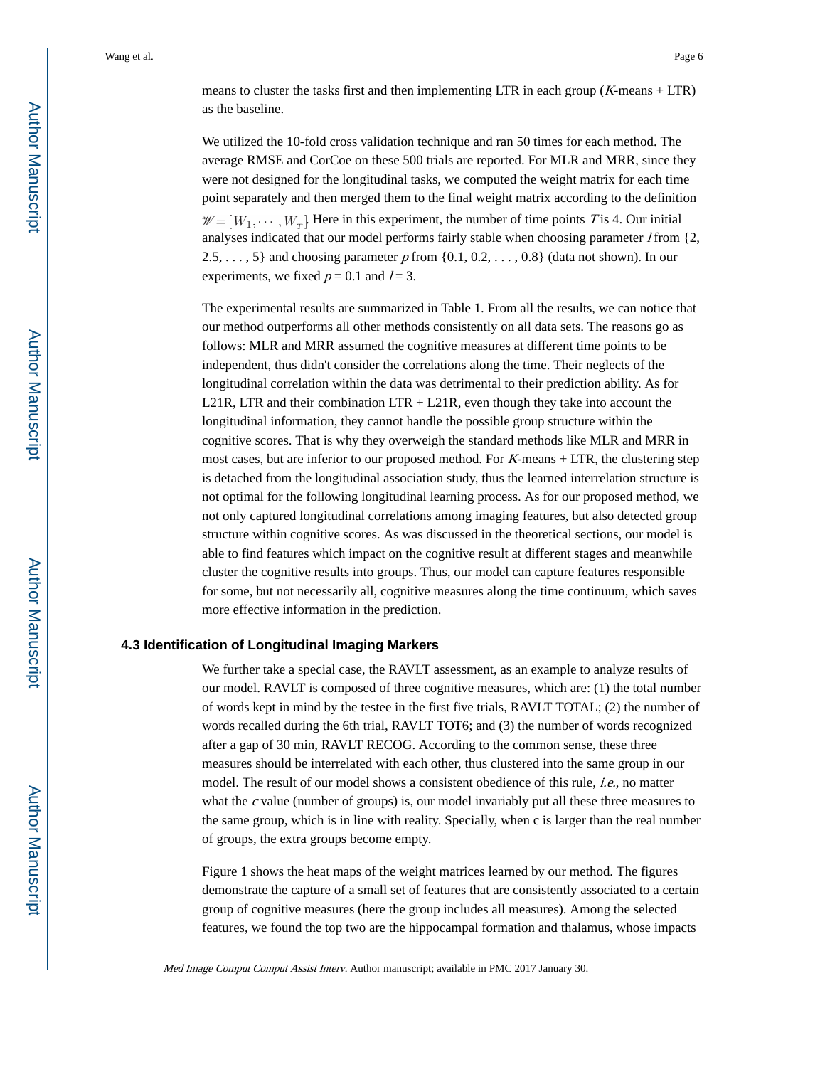means to cluster the tasks first and then implementing LTR in each group ($K$-means + LTR) as the baseline.

We utilized the 10-fold cross validation technique and ran 50 times for each method. The average RMSE and CorCoe on these 500 trials are reported. For MLR and MRR, since they were not designed for the longitudinal tasks, we computed the weight matrix for each time point separately and then merged them to the final weight matrix according to the definition $\mathscr{W} = [W_1, \cdots, W_T]$. Here in this experiment, the number of time points $T$ is 4. Our initial analyses indicated that our model performs fairly stable when choosing parameter $I$ from {2, 2.5, . . . , 5} and choosing parameter $p$ from {0.1, 0.2, . . . , 0.8} (data not shown). In our experiments, we fixed $p = 0.1$ and $I = 3$.

The experimental results are summarized in Table 1. From all the results, we can notice that our method outperforms all other methods consistently on all data sets. The reasons go as follows: MLR and MRR assumed the cognitive measures at different time points to be independent, thus didn't consider the correlations along the time. Their neglects of the longitudinal correlation within the data was detrimental to their prediction ability. As for L21R, LTR and their combination LTR + L21R, even though they take into account the longitudinal information, they cannot handle the possible group structure within the cognitive scores. That is why they overweigh the standard methods like MLR and MRR in most cases, but are inferior to our proposed method. For $K$-means + LTR, the clustering step is detached from the longitudinal association study, thus the learned interrelation structure is not optimal for the following longitudinal learning process. As for our proposed method, we not only captured longitudinal correlations among imaging features, but also detected group structure within cognitive scores. As was discussed in the theoretical sections, our model is able to find features which impact on the cognitive result at different stages and meanwhile cluster the cognitive results into groups. Thus, our model can capture features responsible for some, but not necessarily all, cognitive measures along the time continuum, which saves more effective information in the prediction.

### 4.3 Identification of Longitudinal Imaging Markers

We further take a special case, the RAVLT assessment, as an example to analyze results of our model. RAVLT is composed of three cognitive measures, which are: (1) the total number of words kept in mind by the testee in the first five trials, RAVLT TOTAL; (2) the number of words recalled during the 6th trial, RAVLT TOT6; and (3) the number of words recognized after a gap of 30 min, RAVLT RECOG. According to the common sense, these three measures should be interrelated with each other, thus clustered into the same group in our model. The result of our model shows a consistent obedience of this rule, *i.e.*, no matter what the $c$ value (number of groups) is, our model invariably put all these three measures to the same group, which is in line with reality. Specially, when c is larger than the real number of groups, the extra groups become empty.

Figure 1 shows the heat maps of the weight matrices learned by our method. The figures demonstrate the capture of a small set of features that are consistently associated to a certain group of cognitive measures (here the group includes all measures). Among the selected features, we found the top two are the hippocampal formation and thalamus, whose impacts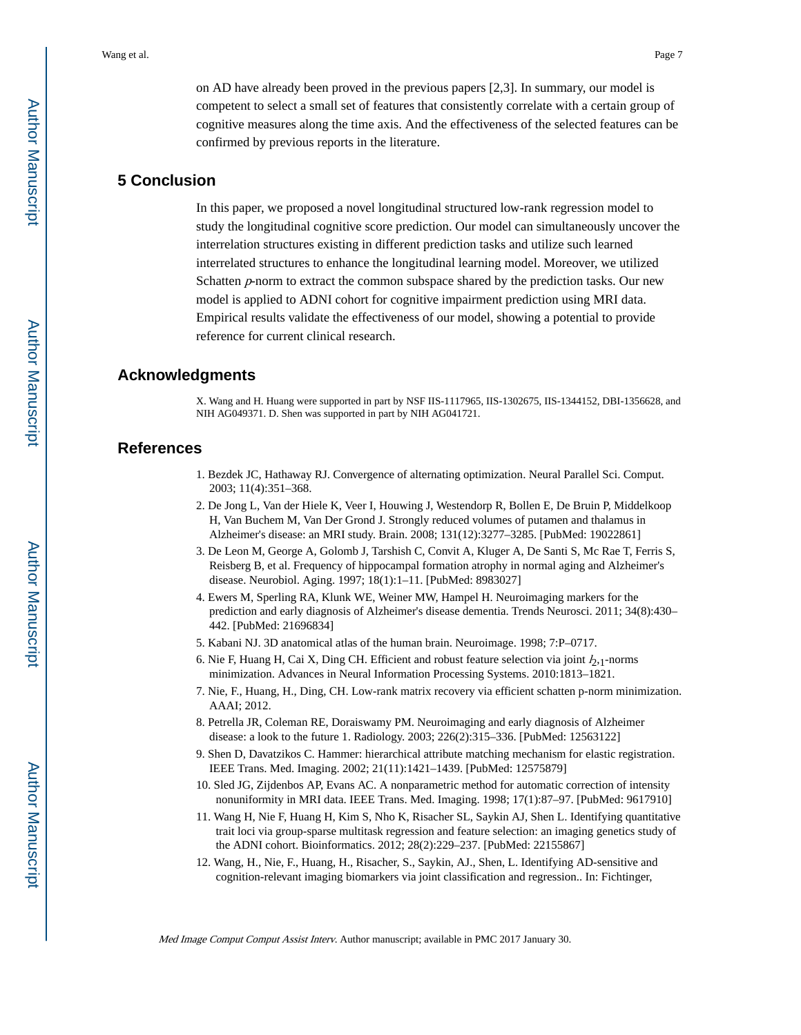on AD have already been proved in the previous papers [2,3]. In summary, our model is competent to select a small set of features that consistently correlate with a certain group of cognitive measures along the time axis. And the effectiveness of the selected features can be confirmed by previous reports in the literature.

## 5 Conclusion

In this paper, we proposed a novel longitudinal structured low-rank regression model to study the longitudinal cognitive score prediction. Our model can simultaneously uncover the interrelation structures existing in different prediction tasks and utilize such learned interrelated structures to enhance the longitudinal learning model. Moreover, we utilized Schatten $p$-norm to extract the common subspace shared by the prediction tasks. Our new model is applied to ADNI cohort for cognitive impairment prediction using MRI data. Empirical results validate the effectiveness of our model, showing a potential to provide reference for current clinical research.

## Acknowledgments

X. Wang and H. Huang were supported in part by NSF IIS-1117965, IIS-1302675, IIS-1344152, DBI-1356628, and NIH AG049371. D. Shen was supported in part by NIH AG041721.

## References

1. Bezdek JC, Hathaway RJ. Convergence of alternating optimization. Neural Parallel Sci. Comput. 2003; 11(4):351–368.
2. De Jong L, Van der Hiele K, Veer I, Houwing J, Westendorp R, Bollen E, De Bruin P, Middelkoop H, Van Buchem M, Van Der Grond J. Strongly reduced volumes of putamen and thalamus in Alzheimer's disease: an MRI study. Brain. 2008; 131(12):3277–3285. [PubMed: 19022861]
3. De Leon M, George A, Golomb J, Tarshish C, Convit A, Kluger A, De Santi S, Mc Rae T, Ferris S, Reisberg B, et al. Frequency of hippocampal formation atrophy in normal aging and Alzheimer's disease. Neurobiol. Aging. 1997; 18(1):1–11. [PubMed: 8983027]
4. Ewers M, Sperling RA, Klunk WE, Weiner MW, Hampel H. Neuroimaging markers for the prediction and early diagnosis of Alzheimer's disease dementia. Trends Neurosci. 2011; 34(8):430–442. [PubMed: 21696834]
5. Kabani NJ. 3D anatomical atlas of the human brain. Neuroimage. 1998; 7:P–0717.
6. Nie F, Huang H, Cai X, Ding CH. Efficient and robust feature selection via joint $l_{2,1}$-norms minimization. Advances in Neural Information Processing Systems. 2010:1813–1821.
7. Nie, F., Huang, H., Ding, CH. Low-rank matrix recovery via efficient schatten p-norm minimization. AAAI; 2012.
8. Petrella JR, Coleman RE, Doraiswamy PM. Neuroimaging and early diagnosis of Alzheimer disease: a look to the future 1. Radiology. 2003; 226(2):315–336. [PubMed: 12563122]
9. Shen D, Davatzikos C. Hammer: hierarchical attribute matching mechanism for elastic registration. IEEE Trans. Med. Imaging. 2002; 21(11):1421–1439. [PubMed: 12575879]
10. Sled JG, Zijdenbos AP, Evans AC. A nonparametric method for automatic correction of intensity nonuniformity in MRI data. IEEE Trans. Med. Imaging. 1998; 17(1):87–97. [PubMed: 9617910]
11. Wang H, Nie F, Huang H, Kim S, Nho K, Risacher SL, Saykin AJ, Shen L. Identifying quantitative trait loci via group-sparse multitask regression and feature selection: an imaging genetics study of the ADNI cohort. Bioinformatics. 2012; 28(2):229–237. [PubMed: 22155867]
12. Wang, H., Nie, F., Huang, H., Risacher, S., Saykin, AJ., Shen, L. Identifying AD-sensitive and cognition-relevant imaging biomarkers via joint classification and regression.. In: Fichtinger,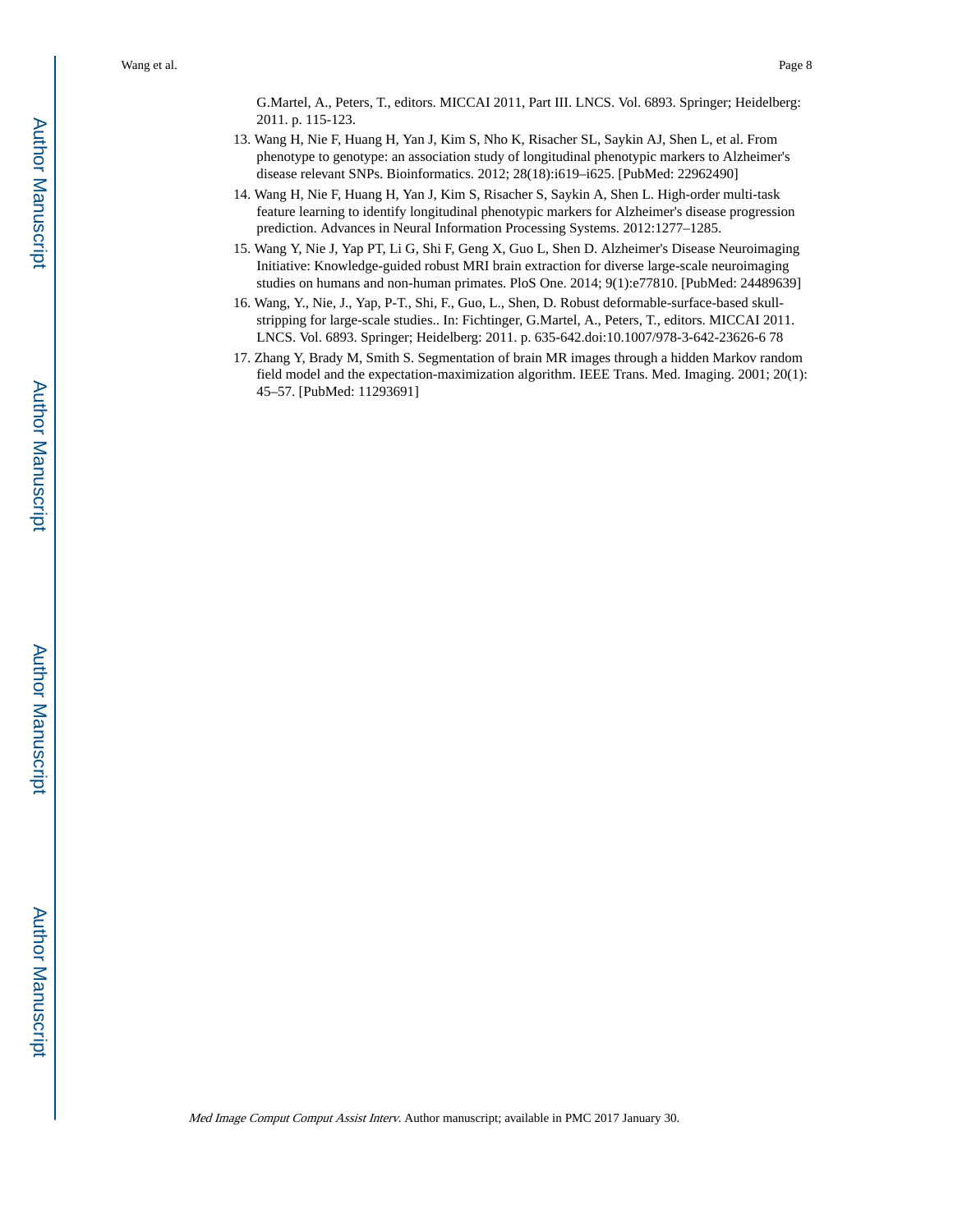G.Martel, A., Peters, T., editors. MICCAI 2011, Part III. LNCS. Vol. 6893. Springer; Heidelberg: 2011. p. 115-123.

13. Wang H, Nie F, Huang H, Yan J, Kim S, Nho K, Risacher SL, Saykin AJ, Shen L, et al. From phenotype to genotype: an association study of longitudinal phenotypic markers to Alzheimer's disease relevant SNPs. Bioinformatics. 2012; 28(18):i619–i625. [PubMed: 22962490]
14. Wang H, Nie F, Huang H, Yan J, Kim S, Risacher S, Saykin A, Shen L. High-order multi-task feature learning to identify longitudinal phenotypic markers for Alzheimer's disease progression prediction. Advances in Neural Information Processing Systems. 2012:1277–1285.
15. Wang Y, Nie J, Yap PT, Li G, Shi F, Geng X, Guo L, Shen D. Alzheimer's Disease Neuroimaging Initiative: Knowledge-guided robust MRI brain extraction for diverse large-scale neuroimaging studies on humans and non-human primates. PloS One. 2014; 9(1):e77810. [PubMed: 24489639]
16. Wang, Y., Nie, J., Yap, P-T., Shi, F., Guo, L., Shen, D. Robust deformable-surface-based skull-stripping for large-scale studies.. In: Fichtinger, G.Martel, A., Peters, T., editors. MICCAI 2011. LNCS. Vol. 6893. Springer; Heidelberg: 2011. p. 635-642.doi:10.1007/978-3-642-23626-6 78
17. Zhang Y, Brady M, Smith S. Segmentation of brain MR images through a hidden Markov random field model and the expectation-maximization algorithm. IEEE Trans. Med. Imaging. 2001; 20(1): 45–57. [PubMed: 11293691]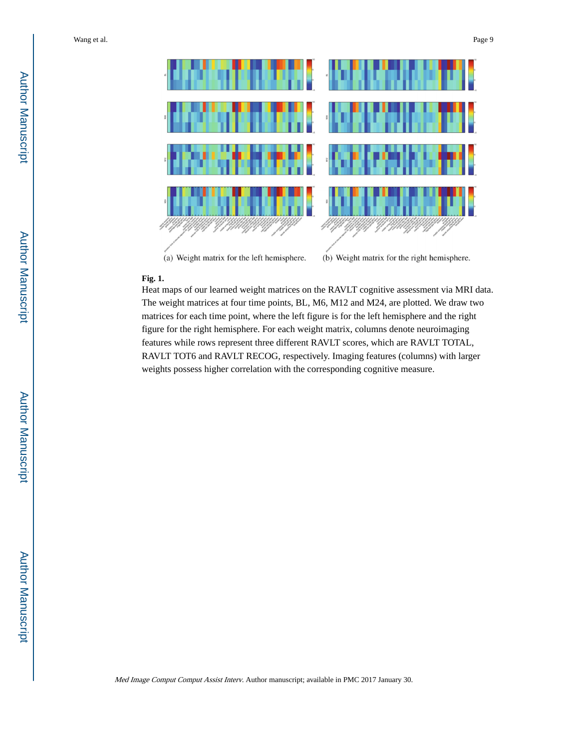(a) Weight matrix for the left hemisphere.

(b) Weight matrix for the right hemisphere.

**Fig. 1.**

Heat maps of our learned weight matrices on the RAVLT cognitive assessment via MRI data. The weight matrices at four time points, BL, M6, M12 and M24, are plotted. We draw two matrices for each time point, where the left figure is for the left hemisphere and the right figure for the right hemisphere. For each weight matrix, columns denote neuroimaging features while rows represent three different RAVLT scores, which are RAVLT TOTAL, RAVLT TOT6 and RAVLT RECOG, respectively. Imaging features (columns) with larger weights possess higher correlation with the corresponding cognitive measure.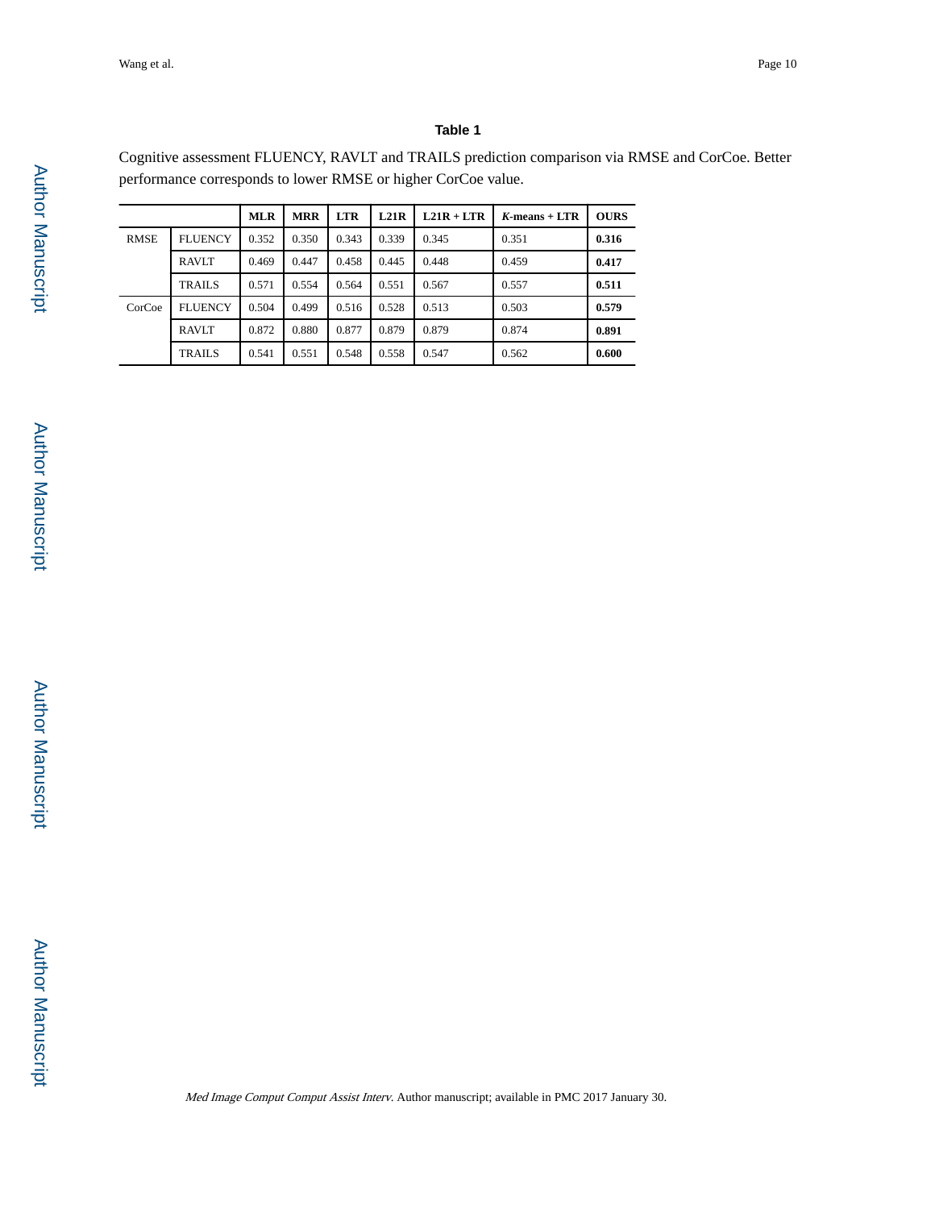**Table 1**

Cognitive assessment FLUENCY, RAVLT and TRAILS prediction comparison via RMSE and CorCoe. Better performance corresponds to lower RMSE or higher CorCoe value.

| | | **MLR** | **MRR** | **LTR** | **L21R** | **L21R + LTR** | ***K*-means + LTR** | **OURS** |
|---|---|---|---|---|---|---|---|---|
| RMSE | FLUENCY | 0.352 | 0.350 | 0.343 | 0.339 | 0.345 | 0.351 | **0.316** |
| | RAVLT | 0.469 | 0.447 | 0.458 | 0.445 | 0.448 | 0.459 | **0.417** |
| | TRAILS | 0.571 | 0.554 | 0.564 | 0.551 | 0.567 | 0.557 | **0.511** |
| CorCoe | FLUENCY | 0.504 | 0.499 | 0.516 | 0.528 | 0.513 | 0.503 | **0.579** |
| | RAVLT | 0.872 | 0.880 | 0.877 | 0.879 | 0.879 | 0.874 | **0.891** |
| | TRAILS | 0.541 | 0.551 | 0.548 | 0.558 | 0.547 | 0.562 | **0.600** |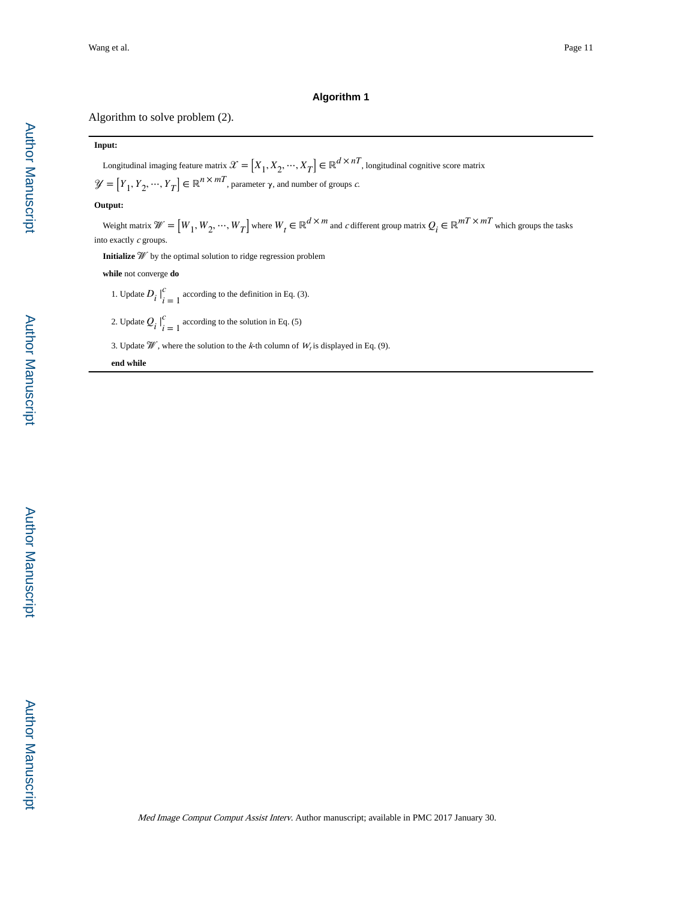### Algorithm 1

Algorithm to solve problem (2).

**Input:**

Longitudinal imaging feature matrix $\mathscr{X} = [X_1, X_2, \cdots, X_T] \in \mathbb{R}^{d \times nT}$, longitudinal cognitive score matrix $\mathscr{Y} = [Y_1, Y_2, \cdots, Y_T] \in \mathbb{R}^{n \times mT}$, parameter $\gamma$, and number of groups $c$.

**Output:**

Weight matrix $\mathscr{W} = [W_1, W_2, \cdots, W_T]$ where $W_t \in \mathbb{R}^{d \times m}$ and $c$ different group matrix $Q_i \in \mathbb{R}^{mT \times mT}$ which groups the tasks into exactly $c$ groups.

**Initialize** $\mathscr{W}$ by the optimal solution to ridge regression problem

**while** not converge **do**

1. Update $D_i|_{i=1}^{c}$ according to the definition in Eq. (3).
2. Update $Q_i|_{i=1}^{c}$ according to the solution in Eq. (5)
3. Update $\mathscr{W}$, where the solution to the $k$-th column of $W_t$ is displayed in Eq. (9).

**end while**